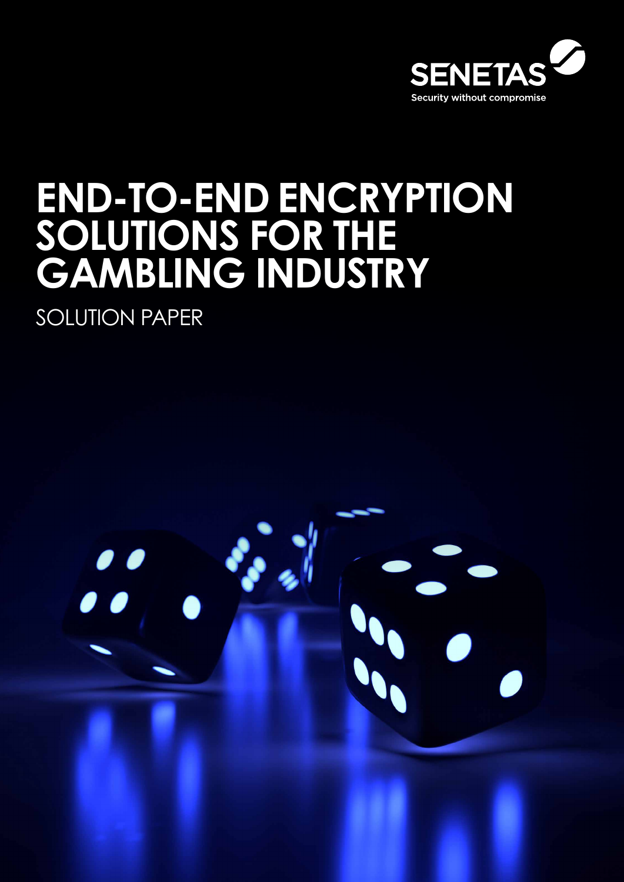SENETAS

Security without compromise

# END-TO-END ENCRYPTION SOLUTIONS FOR THE GAMBLING INDUSTRY

SOLUTION PAPER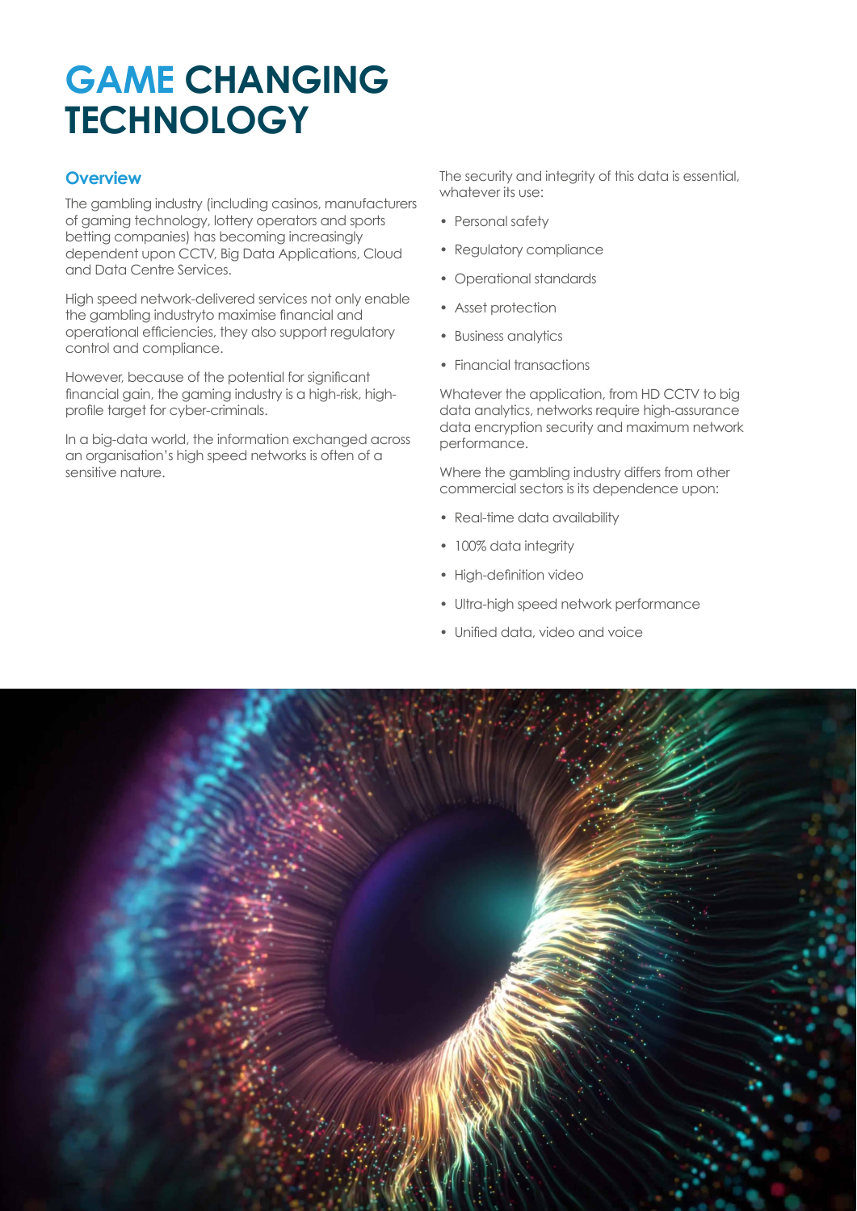# GAME CHANGING TECHNOLOGY

## Overview

The gambling industry (including casinos, manufacturers of gaming technology, lottery operators and sports betting companies) has becoming increasingly dependent upon CCTV, Big Data Applications, Cloud and Data Centre Services.

High speed network-delivered services not only enable the gambling industryto maximise financial and operational efficiencies, they also support regulatory control and compliance.

However, because of the potential for significant financial gain, the gaming industry is a high-risk, high-profile target for cyber-criminals.

In a big-data world, the information exchanged across an organisation's high speed networks is often of a sensitive nature.

The security and integrity of this data is essential, whatever its use:

- Personal safety
- Regulatory compliance
- Operational standards
- Asset protection
- Business analytics
- Financial transactions

Whatever the application, from HD CCTV to big data analytics, networks require high-assurance data encryption security and maximum network performance.

Where the gambling industry differs from other commercial sectors is its dependence upon:

- Real-time data availability
- 100% data integrity
- High-definition video
- Ultra-high speed network performance
- Unified data, video and voice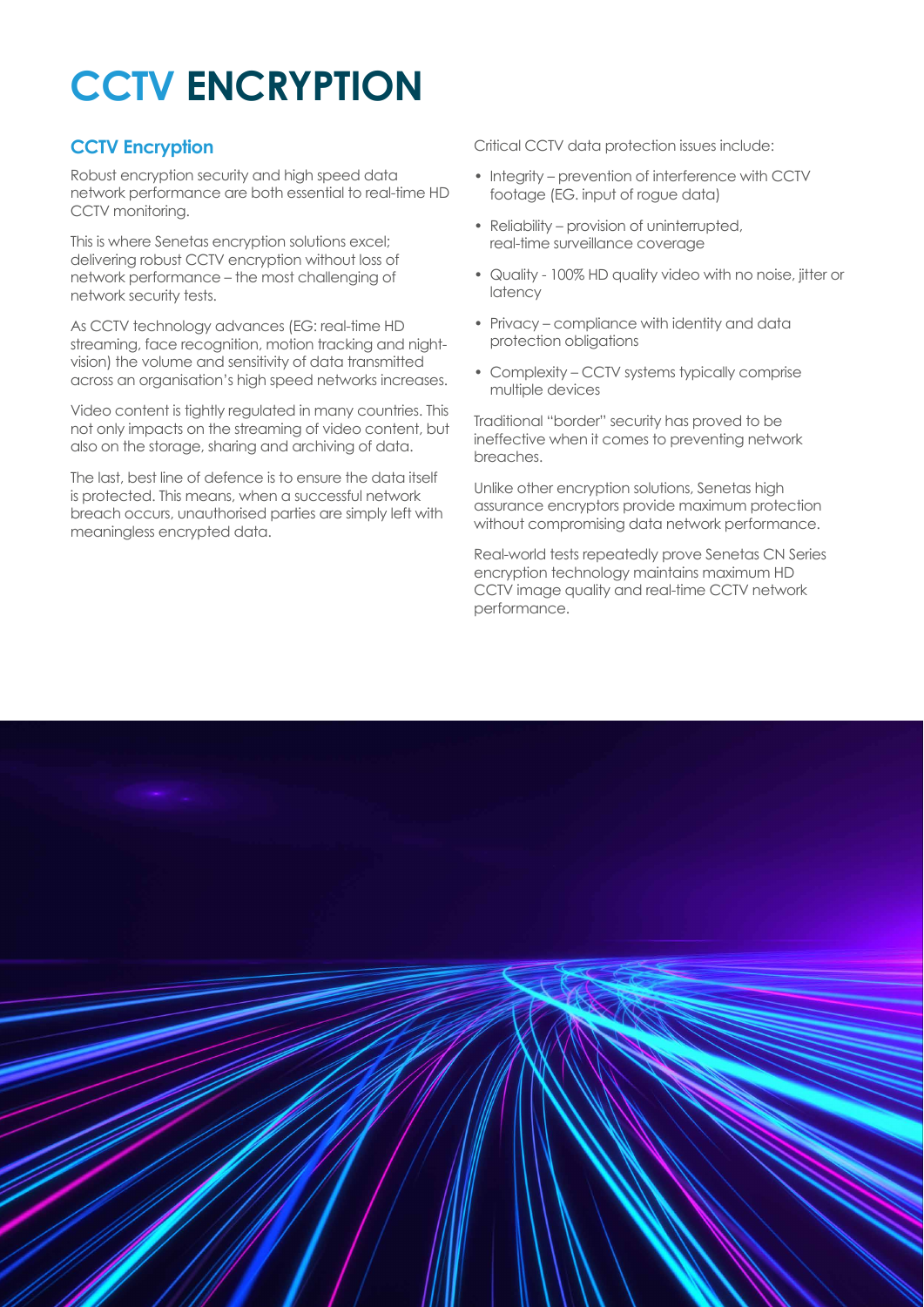# CCTV ENCRYPTION

## CCTV Encryption

Robust encryption security and high speed data network performance are both essential to real-time HD CCTV monitoring.

This is where Senetas encryption solutions excel; delivering robust CCTV encryption without loss of network performance – the most challenging of network security tests.

As CCTV technology advances (EG: real-time HD streaming, face recognition, motion tracking and night-vision) the volume and sensitivity of data transmitted across an organisation's high speed networks increases.

Video content is tightly regulated in many countries. This not only impacts on the streaming of video content, but also on the storage, sharing and archiving of data.

The last, best line of defence is to ensure the data itself is protected. This means, when a successful network breach occurs, unauthorised parties are simply left with meaningless encrypted data.

Critical CCTV data protection issues include:

- Integrity – prevention of interference with CCTV footage (EG. input of rogue data)
- Reliability – provision of uninterrupted, real-time surveillance coverage
- Quality - 100% HD quality video with no noise, jitter or latency
- Privacy – compliance with identity and data protection obligations
- Complexity – CCTV systems typically comprise multiple devices

Traditional "border" security has proved to be ineffective when it comes to preventing network breaches.

Unlike other encryption solutions, Senetas high assurance encryptors provide maximum protection without compromising data network performance.

Real-world tests repeatedly prove Senetas CN Series encryption technology maintains maximum HD CCTV image quality and real-time CCTV network performance.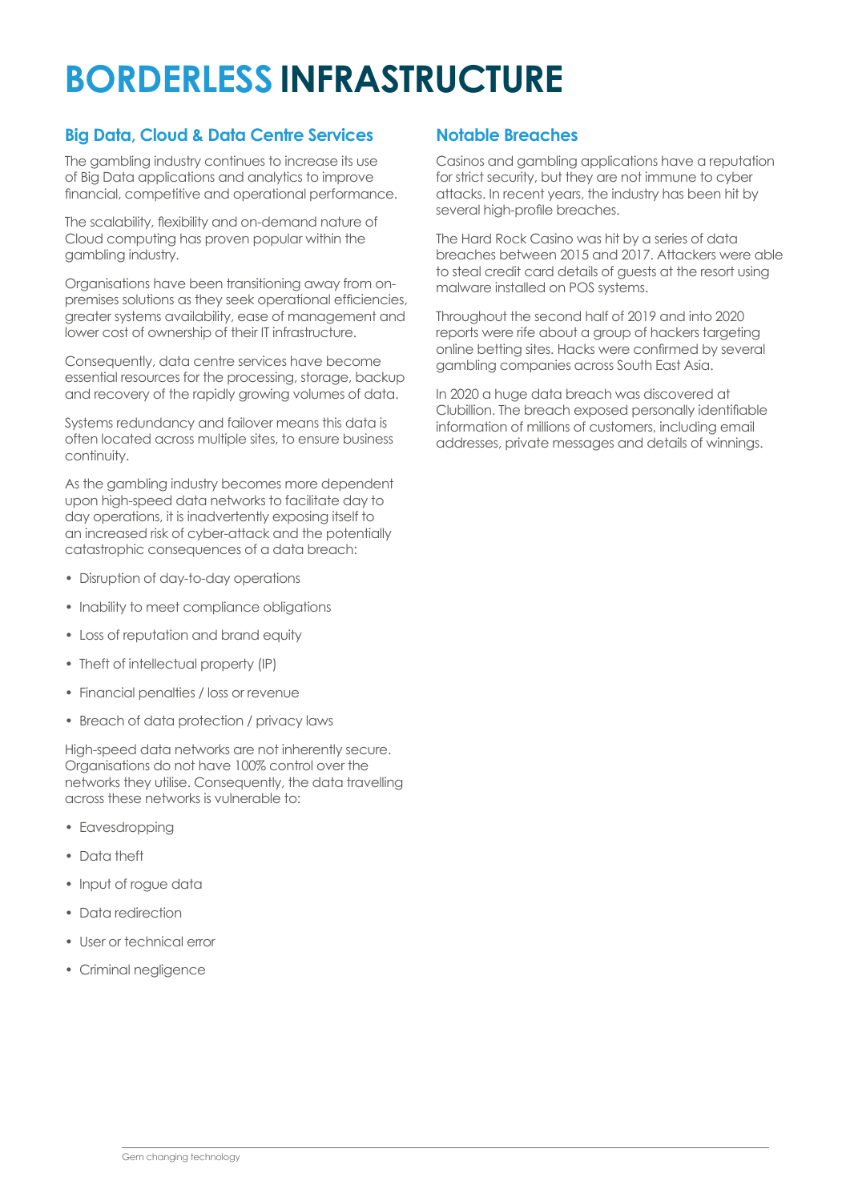# BORDERLESS INFRASTRUCTURE

## Big Data, Cloud & Data Centre Services

The gambling industry continues to increase its use of Big Data applications and analytics to improve financial, competitive and operational performance.

The scalability, flexibility and on-demand nature of Cloud computing has proven popular within the gambling industry.

Organisations have been transitioning away from on-premises solutions as they seek operational efficiencies, greater systems availability, ease of management and lower cost of ownership of their IT infrastructure.

Consequently, data centre services have become essential resources for the processing, storage, backup and recovery of the rapidly growing volumes of data.

Systems redundancy and failover means this data is often located across multiple sites, to ensure business continuity.

As the gambling industry becomes more dependent upon high-speed data networks to facilitate day to day operations, it is inadvertently exposing itself to an increased risk of cyber-attack and the potentially catastrophic consequences of a data breach:

- Disruption of day-to-day operations
- Inability to meet compliance obligations
- Loss of reputation and brand equity
- Theft of intellectual property (IP)
- Financial penalties / loss or revenue
- Breach of data protection / privacy laws

High-speed data networks are not inherently secure. Organisations do not have 100% control over the networks they utilise. Consequently, the data travelling across these networks is vulnerable to:

- Eavesdropping
- Data theft
- Input of rogue data
- Data redirection
- User or technical error
- Criminal negligence

## Notable Breaches

Casinos and gambling applications have a reputation for strict security, but they are not immune to cyber attacks. In recent years, the industry has been hit by several high-profile breaches.

The Hard Rock Casino was hit by a series of data breaches between 2015 and 2017. Attackers were able to steal credit card details of guests at the resort using malware installed on POS systems.

Throughout the second half of 2019 and into 2020 reports were rife about a group of hackers targeting online betting sites. Hacks were confirmed by several gambling companies across South East Asia.

In 2020 a huge data breach was discovered at Clubillion. The breach exposed personally identifiable information of millions of customers, including email addresses, private messages and details of winnings.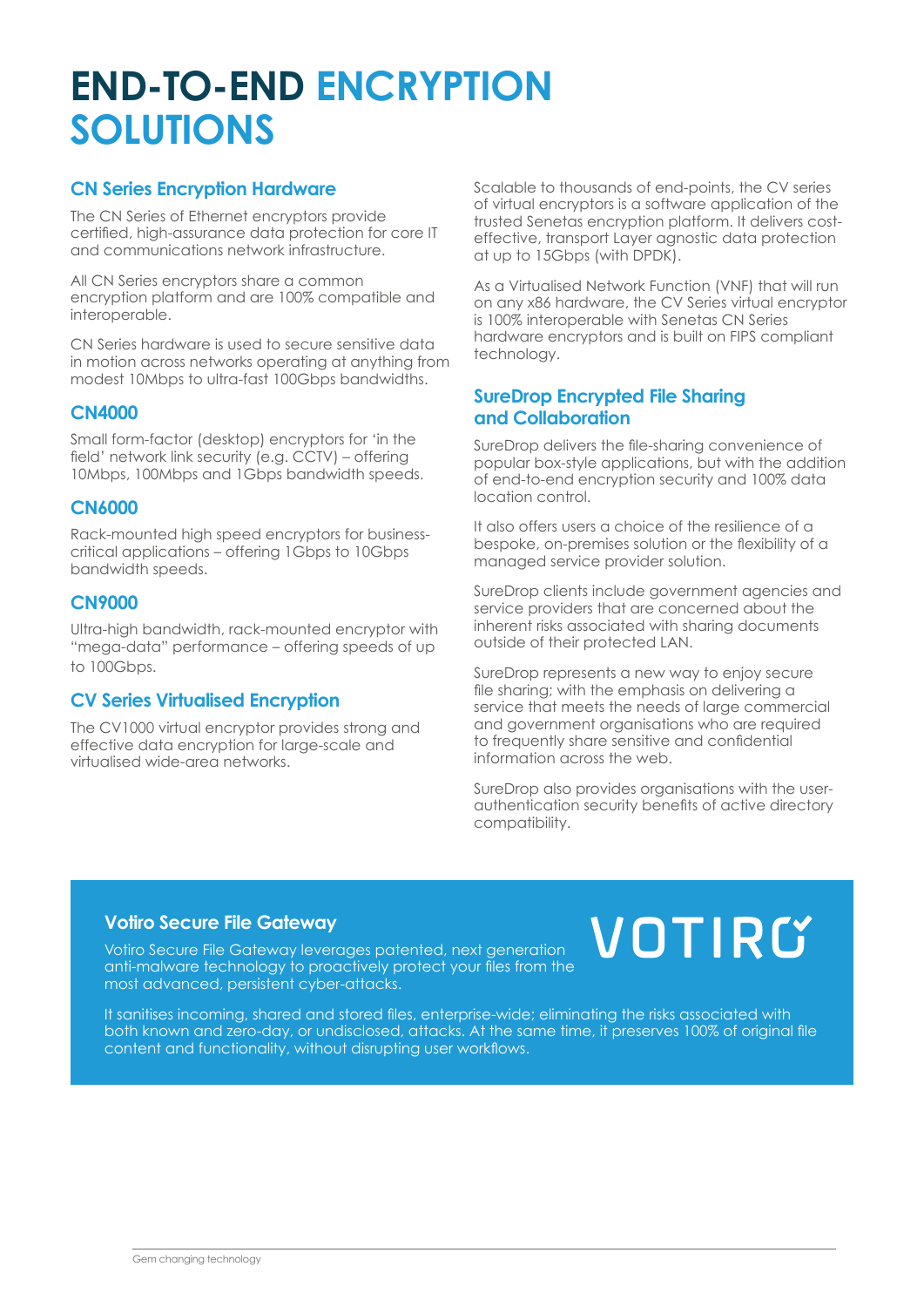# END-TO-END ENCRYPTION SOLUTIONS

## CN Series Encryption Hardware

The CN Series of Ethernet encryptors provide certified, high-assurance data protection for core IT and communications network infrastructure.

All CN Series encryptors share a common encryption platform and are 100% compatible and interoperable.

CN Series hardware is used to secure sensitive data in motion across networks operating at anything from modest 10Mbps to ultra-fast 100Gbps bandwidths.

### CN4000

Small form-factor (desktop) encryptors for 'in the field' network link security (e.g. CCTV) – offering 10Mbps, 100Mbps and 1Gbps bandwidth speeds.

### CN6000

Rack-mounted high speed encryptors for business-critical applications – offering 1Gbps to 10Gbps bandwidth speeds.

### CN9000

Ultra-high bandwidth, rack-mounted encryptor with "mega-data" performance – offering speeds of up to 100Gbps.

## CV Series Virtualised Encryption

The CV1000 virtual encryptor provides strong and effective data encryption for large-scale and virtualised wide-area networks.

Scalable to thousands of end-points, the CV series of virtual encryptors is a software application of the trusted Senetas encryption platform. It delivers cost-effective, transport Layer agnostic data protection at up to 15Gbps (with DPDK).

As a Virtualised Network Function (VNF) that will run on any x86 hardware, the CV Series virtual encryptor is 100% interoperable with Senetas CN Series hardware encryptors and is built on FIPS compliant technology.

## SureDrop Encrypted File Sharing and Collaboration

SureDrop delivers the file-sharing convenience of popular box-style applications, but with the addition of end-to-end encryption security and 100% data location control.

It also offers users a choice of the resilience of a bespoke, on-premises solution or the flexibility of a managed service provider solution.

SureDrop clients include government agencies and service providers that are concerned about the inherent risks associated with sharing documents outside of their protected LAN.

SureDrop represents a new way to enjoy secure file sharing; with the emphasis on delivering a service that meets the needs of large commercial and government organisations who are required to frequently share sensitive and confidential information across the web.

SureDrop also provides organisations with the user-authentication security benefits of active directory compatibility.

## Votiro Secure File Gateway

VOTIRO

Votiro Secure File Gateway leverages patented, next generation anti-malware technology to proactively protect your files from the most advanced, persistent cyber-attacks.

It sanitises incoming, shared and stored files, enterprise-wide; eliminating the risks associated with both known and zero-day, or undisclosed, attacks. At the same time, it preserves 100% of original file content and functionality, without disrupting user workflows.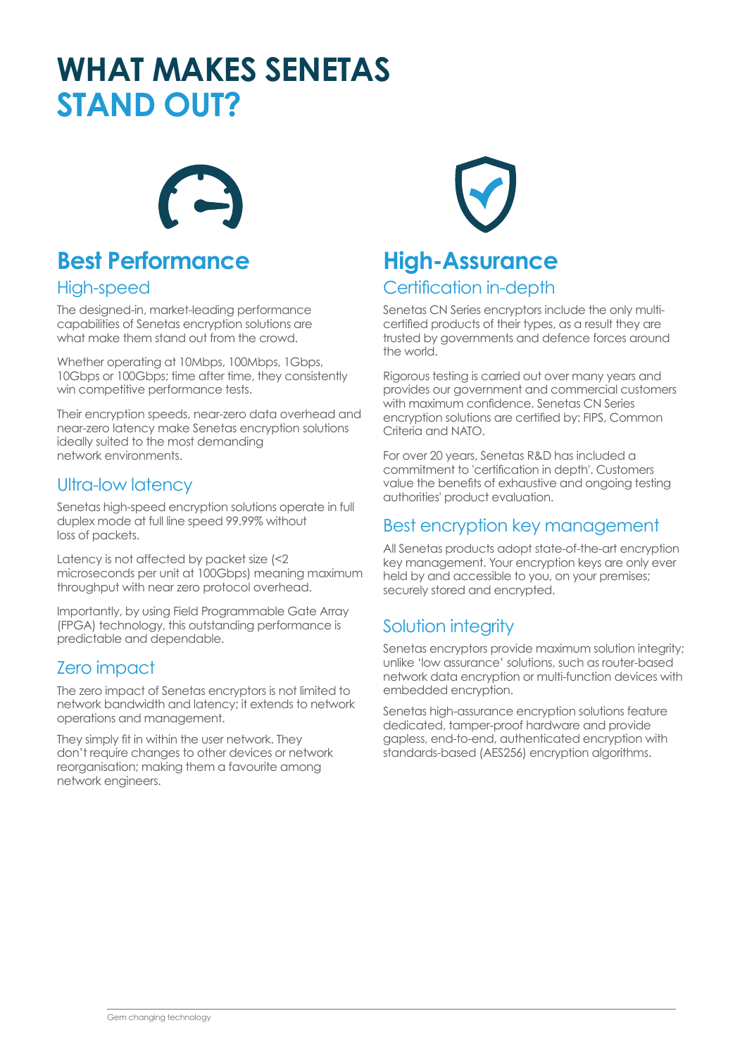# WHAT MAKES SENETAS STAND OUT?

## Best Performance

### High-speed

The designed-in, market-leading performance capabilities of Senetas encryption solutions are what make them stand out from the crowd.

Whether operating at 10Mbps, 100Mbps, 1Gbps, 10Gbps or 100Gbps; time after time, they consistently win competitive performance tests.

Their encryption speeds, near-zero data overhead and near-zero latency make Senetas encryption solutions ideally suited to the most demanding network environments.

### Ultra-low latency

Senetas high-speed encryption solutions operate in full duplex mode at full line speed 99.99% without loss of packets.

Latency is not affected by packet size (<2 microseconds per unit at 100Gbps) meaning maximum throughput with near zero protocol overhead.

Importantly, by using Field Programmable Gate Array (FPGA) technology, this outstanding performance is predictable and dependable.

### Zero impact

The zero impact of Senetas encryptors is not limited to network bandwidth and latency; it extends to network operations and management.

They simply fit in within the user network. They don't require changes to other devices or network reorganisation; making them a favourite among network engineers.

## High-Assurance

### Certification in-depth

Senetas CN Series encryptors include the only multi-certified products of their types, as a result they are trusted by governments and defence forces around the world.

Rigorous testing is carried out over many years and provides our government and commercial customers with maximum confidence. Senetas CN Series encryption solutions are certified by: FIPS, Common Criteria and NATO.

For over 20 years, Senetas R&D has included a commitment to 'certification in depth'. Customers value the benefits of exhaustive and ongoing testing authorities' product evaluation.

### Best encryption key management

All Senetas products adopt state-of-the-art encryption key management. Your encryption keys are only ever held by and accessible to you, on your premises; securely stored and encrypted.

### Solution integrity

Senetas encryptors provide maximum solution integrity; unlike 'low assurance' solutions, such as router-based network data encryption or multi-function devices with embedded encryption.

Senetas high-assurance encryption solutions feature dedicated, tamper-proof hardware and provide gapless, end-to-end, authenticated encryption with standards-based (AES256) encryption algorithms.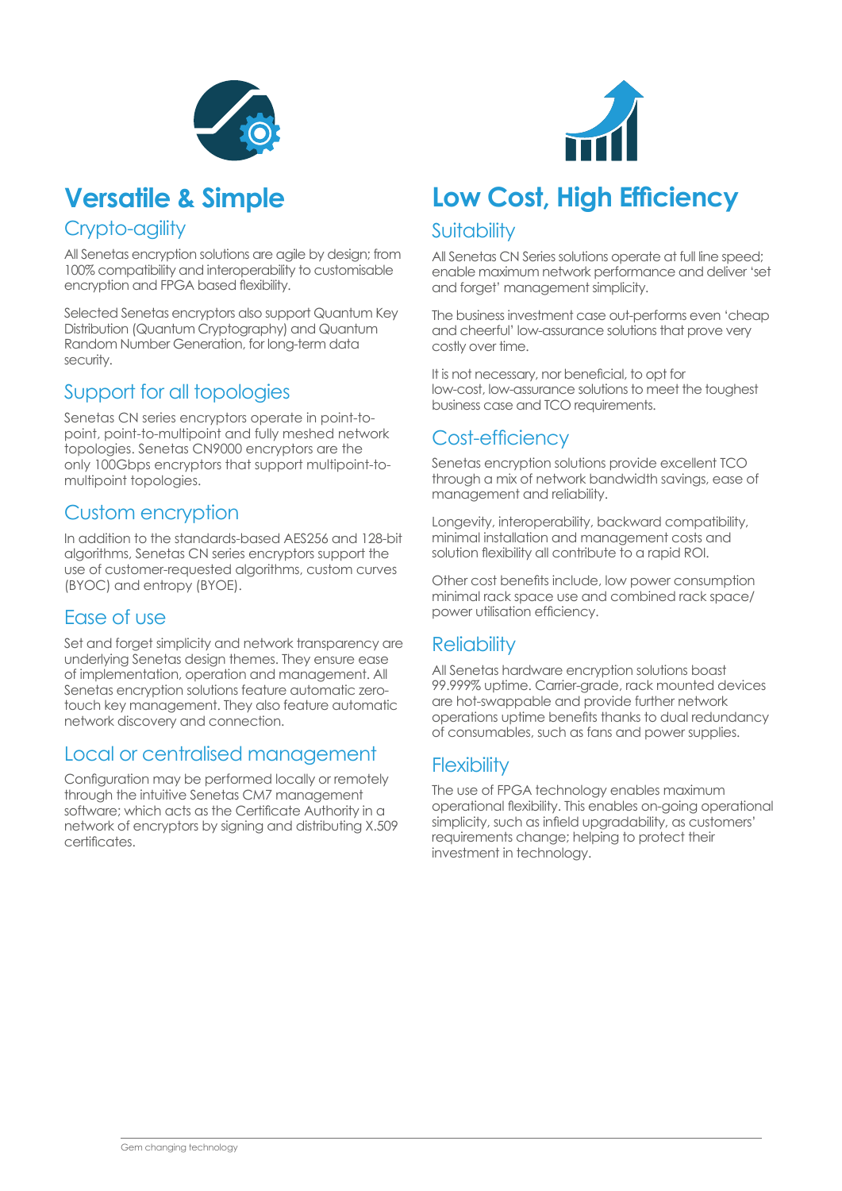## Versatile & Simple

### Crypto-agility

All Senetas encryption solutions are agile by design; from 100% compatibility and interoperability to customisable encryption and FPGA based flexibility.

Selected Senetas encryptors also support Quantum Key Distribution (Quantum Cryptography) and Quantum Random Number Generation, for long-term data security.

### Support for all topologies

Senetas CN series encryptors operate in point-to-point, point-to-multipoint and fully meshed network topologies. Senetas CN9000 encryptors are the only 100Gbps encryptors that support multipoint-to-multipoint topologies.

### Custom encryption

In addition to the standards-based AES256 and 128-bit algorithms, Senetas CN series encryptors support the use of customer-requested algorithms, custom curves (BYOC) and entropy (BYOE).

### Ease of use

Set and forget simplicity and network transparency are underlying Senetas design themes. They ensure ease of implementation, operation and management. All Senetas encryption solutions feature automatic zero-touch key management. They also feature automatic network discovery and connection.

### Local or centralised management

Configuration may be performed locally or remotely through the intuitive Senetas CM7 management software; which acts as the Certificate Authority in a network of encryptors by signing and distributing X.509 certificates.

## Low Cost, High Efficiency

### Suitability

All Senetas CN Series solutions operate at full line speed; enable maximum network performance and deliver 'set and forget' management simplicity.

The business investment case out-performs even 'cheap and cheerful' low-assurance solutions that prove very costly over time.

It is not necessary, nor beneficial, to opt for low-cost, low-assurance solutions to meet the toughest business case and TCO requirements.

### Cost-efficiency

Senetas encryption solutions provide excellent TCO through a mix of network bandwidth savings, ease of management and reliability.

Longevity, interoperability, backward compatibility, minimal installation and management costs and solution flexibility all contribute to a rapid ROI.

Other cost benefits include, low power consumption minimal rack space use and combined rack space/ power utilisation efficiency.

### Reliability

All Senetas hardware encryption solutions boast 99.999% uptime. Carrier-grade, rack mounted devices are hot-swappable and provide further network operations uptime benefits thanks to dual redundancy of consumables, such as fans and power supplies.

### Flexibility

The use of FPGA technology enables maximum operational flexibility. This enables on-going operational simplicity, such as infield upgradability, as customers' requirements change; helping to protect their investment in technology.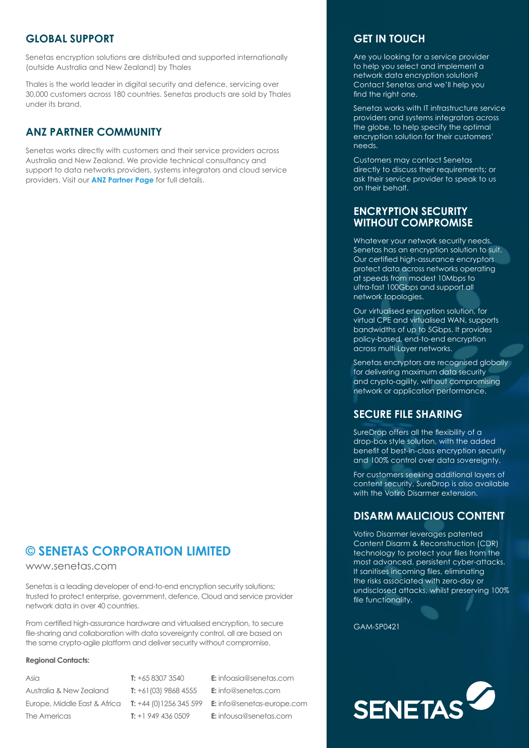## GLOBAL SUPPORT

Senetas encryption solutions are distributed and supported internationally (outside Australia and New Zealand) by Thales

Thales is the world leader in digital security and defence, servicing over 30,000 customers across 180 countries. Senetas products are sold by Thales under its brand.

## ANZ PARTNER COMMUNITY

Senetas works directly with customers and their service providers across Australia and New Zealand. We provide technical consultancy and support to data networks providers, systems integrators and cloud service providers. Visit our **ANZ Partner Page** for full details.

## © SENETAS CORPORATION LIMITED

www.senetas.com

Senetas is a leading developer of end-to-end encryption security solutions; trusted to protect enterprise, government, defence, Cloud and service provider network data in over 40 countries.

From certified high-assurance hardware and virtualised encryption, to secure file-sharing and collaboration with data sovereignty control, all are based on the same crypto-agile platform and deliver security without compromise.

**Regional Contacts:**

| | | |
|---|---|---|
| Asia | **T:** +65 8307 3540 | **E:** infoasia@senetas.com |
| Australia & New Zealand | **T:** +61(03) 9868 4555 | **E:** info@senetas.com |
| Europe, Middle East & Africa | **T:** +44 (0)1256 345 599 | **E:** info@senetas-europe.com |
| The Americas | **T:** +1 949 436 0509 | **E:** infousa@senetas.com |

## GET IN TOUCH

Are you looking for a service provider to help you select and implement a network data encryption solution? Contact Senetas and we'll help you find the right one.

Senetas works with IT infrastructure service providers and systems integrators across the globe, to help specify the optimal encryption solution for their customers' needs.

Customers may contact Senetas directly to discuss their requirements; or ask their service provider to speak to us on their behalf.

## ENCRYPTION SECURITY WITHOUT COMPROMISE

Whatever your network security needs, Senetas has an encryption solution to suit. Our certified high-assurance encryptors protect data across networks operating at speeds from modest 10Mbps to ultra-fast 100Gbps and support all network topologies.

Our virtualised encryption solution, for virtual CPE and virtualised WAN, supports bandwidths of up to 5Gbps. It provides policy-based, end-to-end encryption across multi-Layer networks.

Senetas encryptors are recognised globally for delivering maximum data security and crypto-agility, without compromising network or application performance.

## SECURE FILE SHARING

SureDrop offers all the flexibility of a drop-box style solution, with the added benefit of best-in-class encryption security and 100% control over data sovereignty.

For customers seeking additional layers of content security, SureDrop is also available with the Votiro Disarmer extension.

## DISARM MALICIOUS CONTENT

Votiro Disarmer leverages patented Content Disarm & Reconstruction (CDR) technology to protect your files from the most advanced, persistent cyber-attacks. It sanitises incoming files, eliminating the risks associated with zero-day or undisclosed attacks, whilst preserving 100% file functionality.

GAM-SP0421

SENETAS